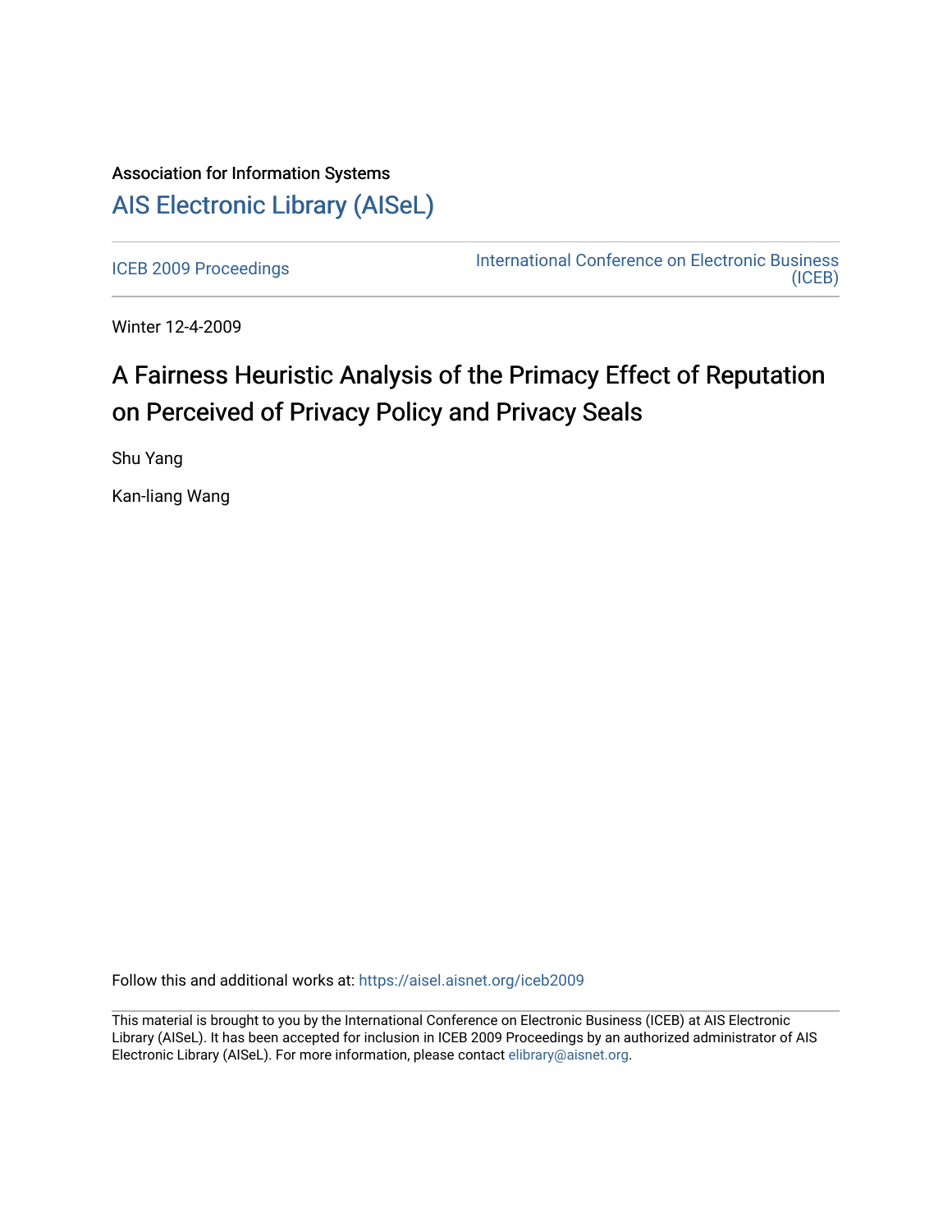Association for Information Systems

[AIS Electronic Library (AISeL)](https://aisel.aisnet.org/)

[ICEB 2009 Proceedings](https://aisel.aisnet.org/iceb2009) | [International Conference on Electronic Business (ICEB)](https://aisel.aisnet.org/iceb)

Winter 12-4-2009

# A Fairness Heuristic Analysis of the Primacy Effect of Reputation on Perceived of Privacy Policy and Privacy Seals

Shu Yang

Kan-liang Wang

Follow this and additional works at: https://aisel.aisnet.org/iceb2009

This material is brought to you by the International Conference on Electronic Business (ICEB) at AIS Electronic Library (AISeL). It has been accepted for inclusion in ICEB 2009 Proceedings by an authorized administrator of AIS Electronic Library (AISeL). For more information, please contact elibrary@aisnet.org.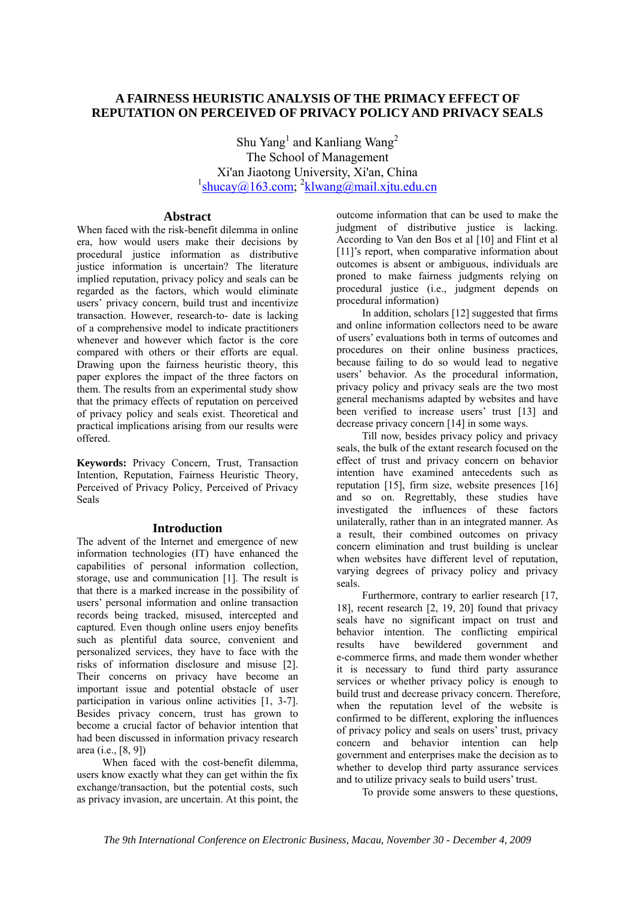# A FAIRNESS HEURISTIC ANALYSIS OF THE PRIMACY EFFECT OF REPUTATION ON PERCEIVED OF PRIVACY POLICY AND PRIVACY SEALS

Shu Yang[1] and Kanliang Wang[2]
The School of Management
Xi'an Jiaotong University, Xi'an, China
[1]shucay@163.com; [2]klwang@mail.xjtu.edu.cn

## Abstract

When faced with the risk-benefit dilemma in online era, how would users make their decisions by procedural justice information as distributive justice information is uncertain? The literature implied reputation, privacy policy and seals can be regarded as the factors, which would eliminate users' privacy concern, build trust and incentivize transaction. However, research-to- date is lacking of a comprehensive model to indicate practitioners whenever and however which factor is the core compared with others or their efforts are equal. Drawing upon the fairness heuristic theory, this paper explores the impact of the three factors on them. The results from an experimental study show that the primacy effects of reputation on perceived of privacy policy and seals exist. Theoretical and practical implications arising from our results were offered.

**Keywords:** Privacy Concern, Trust, Transaction Intention, Reputation, Fairness Heuristic Theory, Perceived of Privacy Policy, Perceived of Privacy Seals

## Introduction

The advent of the Internet and emergence of new information technologies (IT) have enhanced the capabilities of personal information collection, storage, use and communication [1]. The result is that there is a marked increase in the possibility of users' personal information and online transaction records being tracked, misused, intercepted and captured. Even though online users enjoy benefits such as plentiful data source, convenient and personalized services, they have to face with the risks of information disclosure and misuse [2]. Their concerns on privacy have become an important issue and potential obstacle of user participation in various online activities [1, 3-7]. Besides privacy concern, trust has grown to become a crucial factor of behavior intention that had been discussed in information privacy research area (i.e., [8, 9])

When faced with the cost-benefit dilemma, users know exactly what they can get within the fix exchange/transaction, but the potential costs, such as privacy invasion, are uncertain. At this point, the outcome information that can be used to make the judgment of distributive justice is lacking. According to Van den Bos et al [10] and Flint et al [11]'s report, when comparative information about outcomes is absent or ambiguous, individuals are proned to make fairness judgments relying on procedural justice (i.e., judgment depends on procedural information)

In addition, scholars [12] suggested that firms and online information collectors need to be aware of users' evaluations both in terms of outcomes and procedures on their online business practices, because failing to do so would lead to negative users' behavior. As the procedural information, privacy policy and privacy seals are the two most general mechanisms adapted by websites and have been verified to increase users' trust [13] and decrease privacy concern [14] in some ways.

Till now, besides privacy policy and privacy seals, the bulk of the extant research focused on the effect of trust and privacy concern on behavior intention have examined antecedents such as reputation [15], firm size, website presences [16] and so on. Regrettably, these studies have investigated the influences of these factors unilaterally, rather than in an integrated manner. As a result, their combined outcomes on privacy concern elimination and trust building is unclear when websites have different level of reputation, varying degrees of privacy policy and privacy seals.

Furthermore, contrary to earlier research [17, 18], recent research [2, 19, 20] found that privacy seals have no significant impact on trust and behavior intention. The conflicting empirical results have bewildered government and e-commerce firms, and made them wonder whether it is necessary to fund third party assurance services or whether privacy policy is enough to build trust and decrease privacy concern. Therefore, when the reputation level of the website is confirmed to be different, exploring the influences of privacy policy and seals on users' trust, privacy concern and behavior intention can help government and enterprises make the decision as to whether to develop third party assurance services and to utilize privacy seals to build users' trust.

To provide some answers to these questions,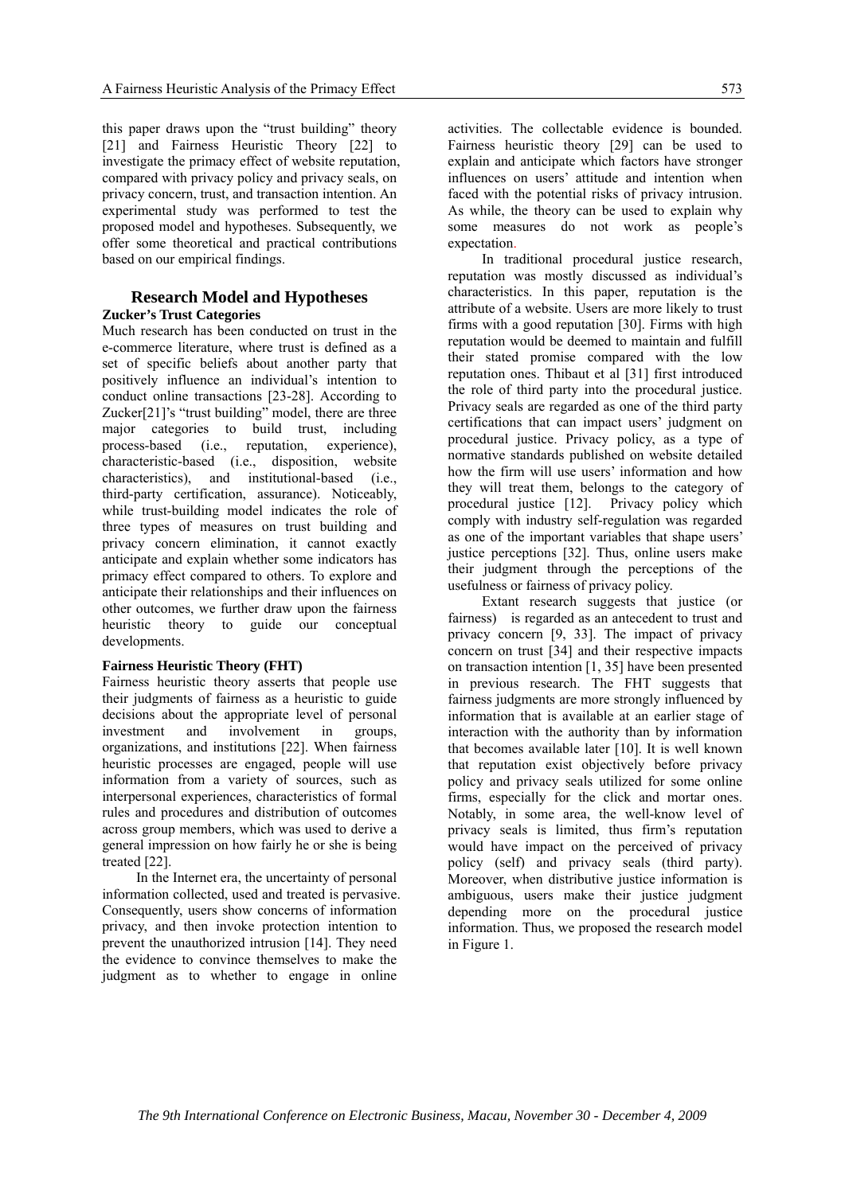this paper draws upon the "trust building" theory [21] and Fairness Heuristic Theory [22] to investigate the primacy effect of website reputation, compared with privacy policy and privacy seals, on privacy concern, trust, and transaction intention. An experimental study was performed to test the proposed model and hypotheses. Subsequently, we offer some theoretical and practical contributions based on our empirical findings.

## Research Model and Hypotheses

### Zucker's Trust Categories

Much research has been conducted on trust in the e-commerce literature, where trust is defined as a set of specific beliefs about another party that positively influence an individual's intention to conduct online transactions [23-28]. According to Zucker[21]'s "trust building" model, there are three major categories to build trust, including process-based (i.e., reputation, experience), characteristic-based (i.e., disposition, website characteristics), and institutional-based (i.e., third-party certification, assurance). Noticeably, while trust-building model indicates the role of three types of measures on trust building and privacy concern elimination, it cannot exactly anticipate and explain whether some indicators has primacy effect compared to others. To explore and anticipate their relationships and their influences on other outcomes, we further draw upon the fairness heuristic theory to guide our conceptual developments.

### Fairness Heuristic Theory (FHT)

Fairness heuristic theory asserts that people use their judgments of fairness as a heuristic to guide decisions about the appropriate level of personal investment and involvement in groups, organizations, and institutions [22]. When fairness heuristic processes are engaged, people will use information from a variety of sources, such as interpersonal experiences, characteristics of formal rules and procedures and distribution of outcomes across group members, which was used to derive a general impression on how fairly he or she is being treated [22].

In the Internet era, the uncertainty of personal information collected, used and treated is pervasive. Consequently, users show concerns of information privacy, and then invoke protection intention to prevent the unauthorized intrusion [14]. They need the evidence to convince themselves to make the judgment as to whether to engage in online activities. The collectable evidence is bounded. Fairness heuristic theory [29] can be used to explain and anticipate which factors have stronger influences on users' attitude and intention when faced with the potential risks of privacy intrusion. As while, the theory can be used to explain why some measures do not work as people's expectation.

In traditional procedural justice research, reputation was mostly discussed as individual's characteristics. In this paper, reputation is the attribute of a website. Users are more likely to trust firms with a good reputation [30]. Firms with high reputation would be deemed to maintain and fulfill their stated promise compared with the low reputation ones. Thibaut et al [31] first introduced the role of third party into the procedural justice. Privacy seals are regarded as one of the third party certifications that can impact users' judgment on procedural justice. Privacy policy, as a type of normative standards published on website detailed how the firm will use users' information and how they will treat them, belongs to the category of procedural justice [12]. Privacy policy which comply with industry self-regulation was regarded as one of the important variables that shape users' justice perceptions [32]. Thus, online users make their judgment through the perceptions of the usefulness or fairness of privacy policy.

Extant research suggests that justice (or fairness) is regarded as an antecedent to trust and privacy concern [9, 33]. The impact of privacy concern on trust [34] and their respective impacts on transaction intention [1, 35] have been presented in previous research. The FHT suggests that fairness judgments are more strongly influenced by information that is available at an earlier stage of interaction with the authority than by information that becomes available later [10]. It is well known that reputation exist objectively before privacy policy and privacy seals utilized for some online firms, especially for the click and mortar ones. Notably, in some area, the well-know level of privacy seals is limited, thus firm's reputation would have impact on the perceived of privacy policy (self) and privacy seals (third party). Moreover, when distributive justice information is ambiguous, users make their justice judgment depending more on the procedural justice information. Thus, we proposed the research model in Figure 1.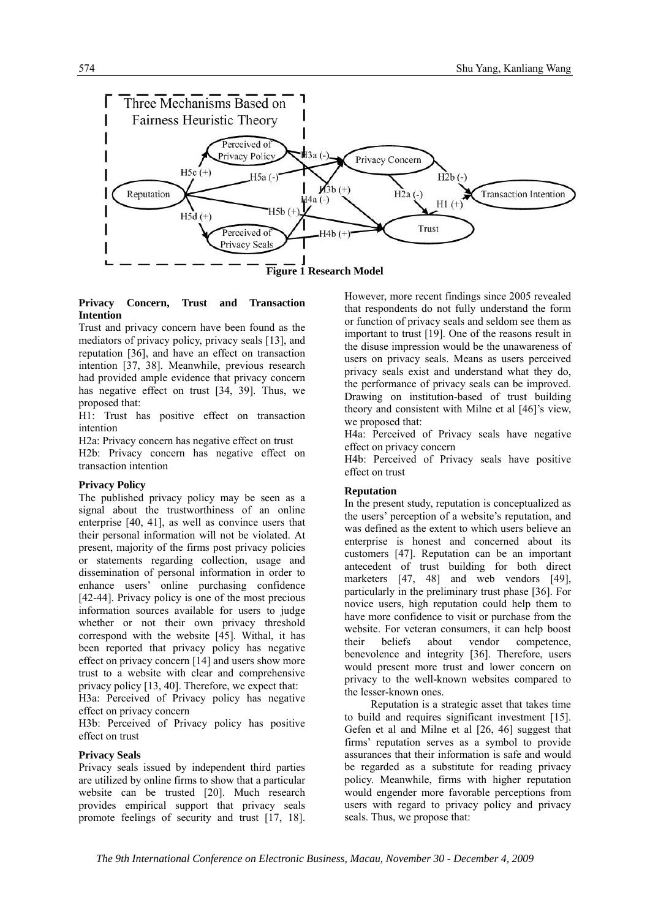Figure 1 Research Model

**Privacy Concern, Trust and Transaction Intention**

Trust and privacy concern have been found as the mediators of privacy policy, privacy seals [13], and reputation [36], and have an effect on transaction intention [37, 38]. Meanwhile, previous research had provided ample evidence that privacy concern has negative effect on trust [34, 39]. Thus, we proposed that:

H1: Trust has positive effect on transaction intention

H2a: Privacy concern has negative effect on trust

H2b: Privacy concern has negative effect on transaction intention

**Privacy Policy**

The published privacy policy may be seen as a signal about the trustworthiness of an online enterprise [40, 41], as well as convince users that their personal information will not be violated. At present, majority of the firms post privacy policies or statements regarding collection, usage and dissemination of personal information in order to enhance users' online purchasing confidence [42-44]. Privacy policy is one of the most precious information sources available for users to judge whether or not their own privacy threshold correspond with the website [45]. Withal, it has been reported that privacy policy has negative effect on privacy concern [14] and users show more trust to a website with clear and comprehensive privacy policy [13, 40]. Therefore, we expect that:

H3a: Perceived of Privacy policy has negative effect on privacy concern

H3b: Perceived of Privacy policy has positive effect on trust

**Privacy Seals**

Privacy seals issued by independent third parties are utilized by online firms to show that a particular website can be trusted [20]. Much research provides empirical support that privacy seals promote feelings of security and trust [17, 18]. However, more recent findings since 2005 revealed that respondents do not fully understand the form or function of privacy seals and seldom see them as important to trust [19]. One of the reasons result in the disuse impression would be the unawareness of users on privacy seals. Means as users perceived privacy seals exist and understand what they do, the performance of privacy seals can be improved. Drawing on institution-based of trust building theory and consistent with Milne et al [46]'s view, we proposed that:

H4a: Perceived of Privacy seals have negative effect on privacy concern

H4b: Perceived of Privacy seals have positive effect on trust

**Reputation**

In the present study, reputation is conceptualized as the users' perception of a website's reputation, and was defined as the extent to which users believe an enterprise is honest and concerned about its customers [47]. Reputation can be an important antecedent of trust building for both direct marketers [47, 48] and web vendors [49], particularly in the preliminary trust phase [36]. For novice users, high reputation could help them to have more confidence to visit or purchase from the website. For veteran consumers, it can help boost their beliefs about vendor competence, benevolence and integrity [36]. Therefore, users would present more trust and lower concern on privacy to the well-known websites compared to the lesser-known ones.

Reputation is a strategic asset that takes time to build and requires significant investment [15]. Gefen et al and Milne et al [26, 46] suggest that firms' reputation serves as a symbol to provide assurances that their information is safe and would be regarded as a substitute for reading privacy policy. Meanwhile, firms with higher reputation would engender more favorable perceptions from users with regard to privacy policy and privacy seals. Thus, we propose that: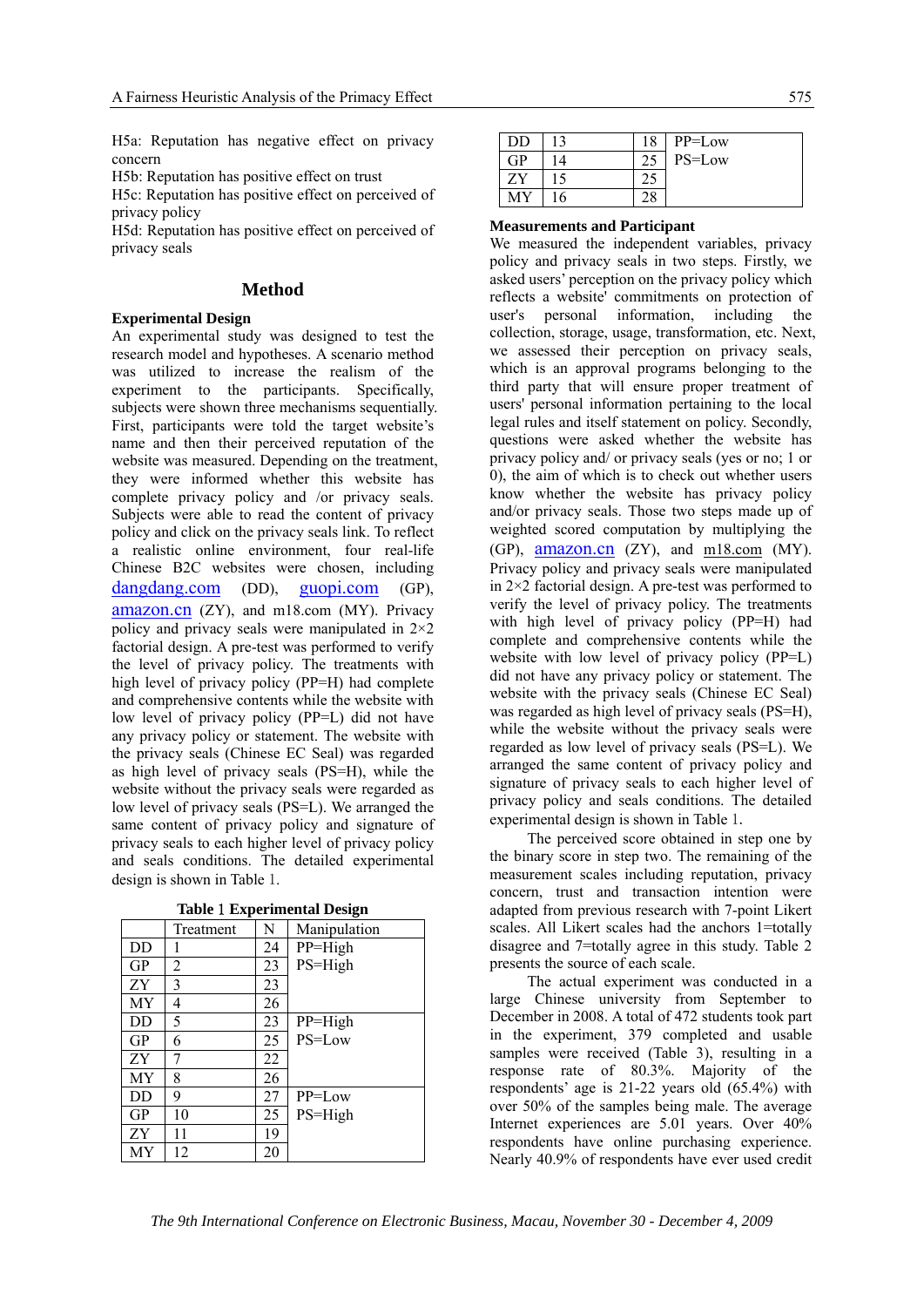H5a: Reputation has negative effect on privacy concern

H5b: Reputation has positive effect on trust

H5c: Reputation has positive effect on perceived of privacy policy

H5d: Reputation has positive effect on perceived of privacy seals

## Method

### Experimental Design

An experimental study was designed to test the research model and hypotheses. A scenario method was utilized to increase the realism of the experiment to the participants. Specifically, subjects were shown three mechanisms sequentially. First, participants were told the target website's name and then their perceived reputation of the website was measured. Depending on the treatment, they were informed whether this website has complete privacy policy and /or privacy seals. Subjects were able to read the content of privacy policy and click on the privacy seals link. To reflect a realistic online environment, four real-life Chinese B2C websites were chosen, including dangdang.com (DD), guopi.com (GP), amazon.cn (ZY), and m18.com (MY). Privacy policy and privacy seals were manipulated in 2×2 factorial design. A pre-test was performed to verify the level of privacy policy. The treatments with high level of privacy policy (PP=H) had complete and comprehensive contents while the website with low level of privacy policy (PP=L) did not have any privacy policy or statement. The website with the privacy seals (Chinese EC Seal) was regarded as high level of privacy seals (PS=H), while the website without the privacy seals were regarded as low level of privacy seals (PS=L). We arranged the same content of privacy policy and signature of privacy seals to each higher level of privacy policy and seals conditions. The detailed experimental design is shown in Table 1.

**Table 1 Experimental Design**

| | Treatment | N | Manipulation |
|---|---|---|---|
| DD | 1 | 24 | PP=High PS=High |
| GP | 2 | 23 | |
| ZY | 3 | 23 | |
| MY | 4 | 26 | |
| DD | 5 | 23 | PP=High PS=Low |
| GP | 6 | 25 | |
| ZY | 7 | 22 | |
| MY | 8 | 26 | |
| DD | 9 | 27 | PP=Low PS=High |
| GP | 10 | 25 | |
| ZY | 11 | 19 | |
| MY | 12 | 20 | |
| DD | 13 | 18 | PP=Low PS=Low |
| GP | 14 | 25 | |
| ZY | 15 | 25 | |
| MY | 16 | 28 | |

### Measurements and Participant

We measured the independent variables, privacy policy and privacy seals in two steps. Firstly, we asked users' perception on the privacy policy which reflects a website' commitments on protection of user's personal information, including the collection, storage, usage, transformation, etc. Next, we assessed their perception on privacy seals, which is an approval programs belonging to the third party that will ensure proper treatment of users' personal information pertaining to the local legal rules and itself statement on policy. Secondly, questions were asked whether the website has privacy policy and/ or privacy seals (yes or no; 1 or 0), the aim of which is to check out whether users know whether the website has privacy policy and/or privacy seals. Those two steps made up of weighted scored computation by multiplying the (GP), amazon.cn (ZY), and m18.com (MY). Privacy policy and privacy seals were manipulated in 2×2 factorial design. A pre-test was performed to verify the level of privacy policy. The treatments with high level of privacy policy (PP=H) had complete and comprehensive contents while the website with low level of privacy policy (PP=L) did not have any privacy policy or statement. The website with the privacy seals (Chinese EC Seal) was regarded as high level of privacy seals (PS=H), while the website without the privacy seals were regarded as low level of privacy seals (PS=L). We arranged the same content of privacy policy and signature of privacy seals to each higher level of privacy policy and seals conditions. The detailed experimental design is shown in Table 1.

The perceived score obtained in step one by the binary score in step two. The remaining of the measurement scales including reputation, privacy concern, trust and transaction intention were adapted from previous research with 7-point Likert scales. All Likert scales had the anchors 1=totally disagree and 7=totally agree in this study. Table 2 presents the source of each scale.

The actual experiment was conducted in a large Chinese university from September to December in 2008. A total of 472 students took part in the experiment, 379 completed and usable samples were received (Table 3), resulting in a response rate of 80.3%. Majority of the respondents' age is 21-22 years old (65.4%) with over 50% of the samples being male. The average Internet experiences are 5.01 years. Over 40% respondents have online purchasing experience. Nearly 40.9% of respondents have ever used credit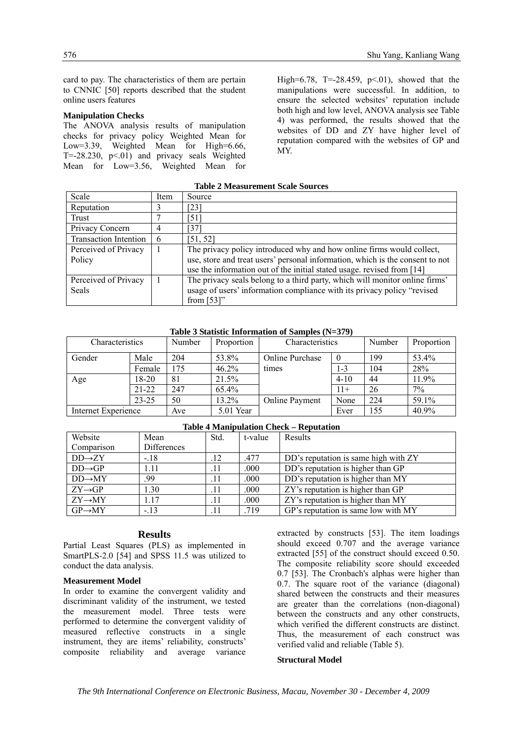card to pay. The characteristics of them are pertain to CNNIC [50] reports described that the student online users features

**Manipulation Checks**

The ANOVA analysis results of manipulation checks for privacy policy Weighted Mean for Low=3.39, Weighted Mean for High=6.66, T=-28.230, p<.01) and privacy seals Weighted Mean for Low=3.56, Weighted Mean for High=6.78, T=-28.459, p<.01), showed that the manipulations were successful. In addition, to ensure the selected websites' reputation include both high and low level, ANOVA analysis see Table 4) was performed, the results showed that the websites of DD and ZY have higher level of reputation compared with the websites of GP and MY.

**Table 2 Measurement Scale Sources**

| Scale | Item | Source |
|---|---|---|
| Reputation | 3 | [23] |
| Trust | 7 | [51] |
| Privacy Concern | 4 | [37] |
| Transaction Intention | 6 | [51, 52] |
| Perceived of Privacy Policy | 1 | The privacy policy introduced why and how online firms would collect, use, store and treat users' personal information, which is the consent to not use the information out of the initial stated usage. revised from [14] |
| Perceived of Privacy Seals | 1 | The privacy seals belong to a third party, which will monitor online firms' usage of users' information compliance with its privacy policy "revised from [53]" |

**Table 3 Statistic Information of Samples (N=379)**

| Characteristics | | Number | Proportion | Characteristics | | Number | Proportion |
|---|---|---|---|---|---|---|---|
| Gender | Male | 204 | 53.8% | Online Purchase times | 0 | 199 | 53.4% |
| | Female | 175 | 46.2% | | 1-3 | 104 | 28% |
| Age | 18-20 | 81 | 21.5% | | 4-10 | 44 | 11.9% |
| | 21-22 | 247 | 65.4% | | 11+ | 26 | 7% |
| | 23-25 | 50 | 13.2% | Online Payment | None | 224 | 59.1% |
| Internet Experience | | Ave | 5.01 Year | | Ever | 155 | 40.9% |

**Table 4 Manipulation Check – Reputation**

| Website Comparison | Mean Differences | Std. | t-value | Results |
|---|---|---|---|---|
| DD→ZY | -.18 | .12 | .477 | DD's reputation is same high with ZY |
| DD→GP | 1.11 | .11 | .000 | DD's reputation is higher than GP |
| DD→MY | .99 | .11 | .000 | DD's reputation is higher than MY |
| ZY→GP | 1.30 | .11 | .000 | ZY's reputation is higher than GP |
| ZY→MY | 1.17 | .11 | .000 | ZY's reputation is higher than MY |
| GP→MY | -.13 | .11 | .719 | GP's reputation is same low with MY |

## Results

Partial Least Squares (PLS) as implemented in SmartPLS-2.0 [54] and SPSS 11.5 was utilized to conduct the data analysis.

**Measurement Model**

In order to examine the convergent validity and discriminant validity of the instrument, we tested the measurement model. Three tests were performed to determine the convergent validity of measured reflective constructs in a single instrument, they are items' reliability, constructs' composite reliability and average variance extracted by constructs [53]. The item loadings should exceed 0.707 and the average variance extracted [55] of the construct should exceed 0.50. The composite reliability score should exceeded 0.7 [53]. The Cronbach's alphas were higher than 0.7. The square root of the variance (diagonal) shared between the constructs and their measures are greater than the correlations (non-diagonal) between the constructs and any other constructs, which verified the different constructs are distinct. Thus, the measurement of each construct was verified valid and reliable (Table 5).

**Structural Model**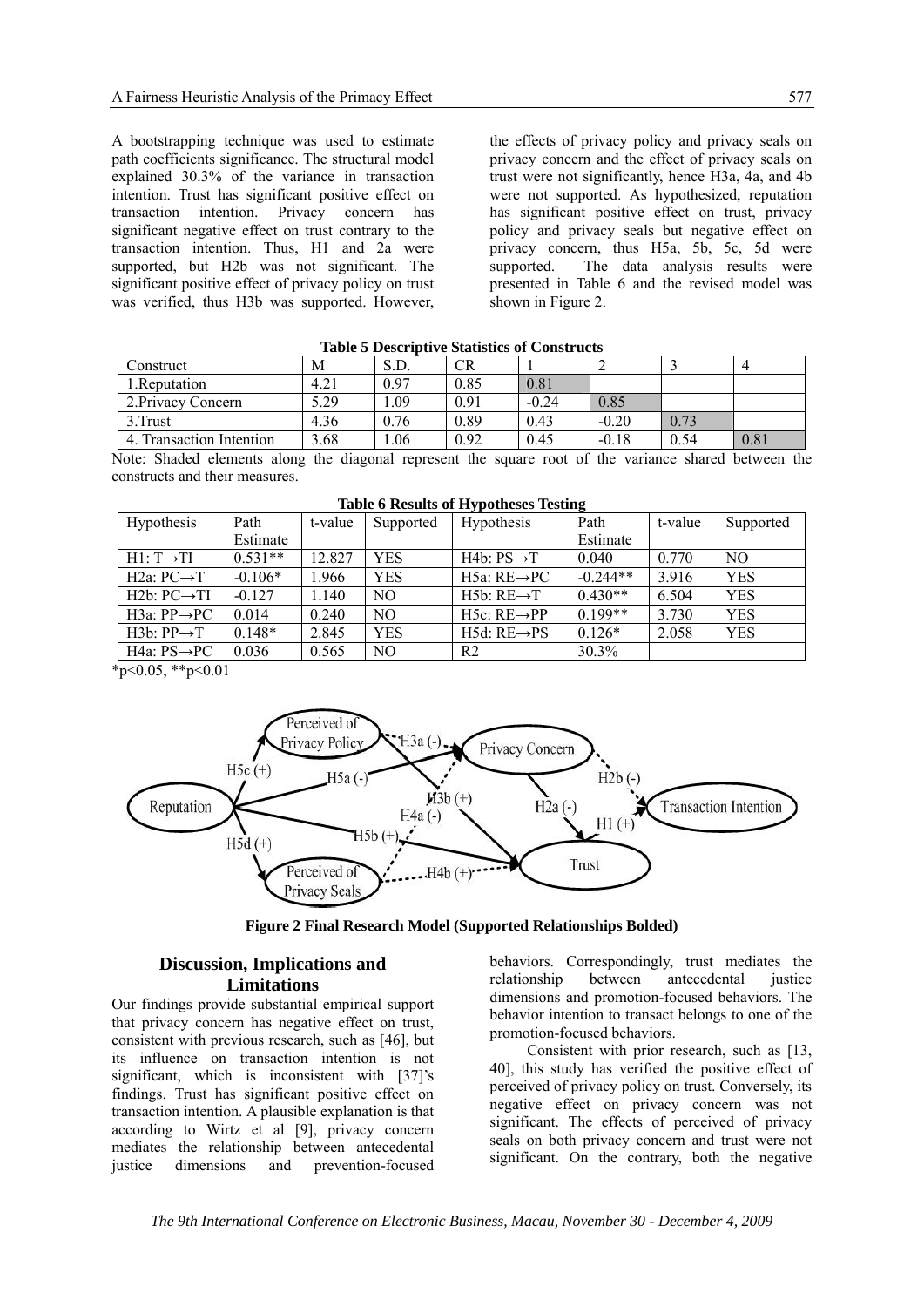A bootstrapping technique was used to estimate path coefficients significance. The structural model explained 30.3% of the variance in transaction intention. Trust has significant positive effect on transaction intention. Privacy concern has significant negative effect on trust contrary to the transaction intention. Thus, H1 and 2a were supported, but H2b was not significant. The significant positive effect of privacy policy on trust was verified, thus H3b was supported. However, the effects of privacy policy and privacy seals on privacy concern and the effect of privacy seals on trust were not significantly, hence H3a, 4a, and 4b were not supported. As hypothesized, reputation has significant positive effect on trust, privacy policy and privacy seals but negative effect on privacy concern, thus H5a, 5b, 5c, 5d were supported. The data analysis results were presented in Table 6 and the revised model was shown in Figure 2.

**Table 5 Descriptive Statistics of Constructs**

| Construct | M | S.D. | CR | 1 | 2 | 3 | 4 |
|---|---|---|---|---|---|---|---|
| 1.Reputation | 4.21 | 0.97 | 0.85 | 0.81 | | | |
| 2.Privacy Concern | 5.29 | 1.09 | 0.91 | -0.24 | 0.85 | | |
| 3.Trust | 4.36 | 0.76 | 0.89 | 0.43 | -0.20 | 0.73 | |
| 4. Transaction Intention | 3.68 | 1.06 | 0.92 | 0.45 | -0.18 | 0.54 | 0.81 |

Note: Shaded elements along the diagonal represent the square root of the variance shared between the constructs and their measures.

**Table 6 Results of Hypotheses Testing**

| Hypothesis | Path Estimate | t-value | Supported | Hypothesis | Path Estimate | t-value | Supported |
|---|---|---|---|---|---|---|---|
| H1: T→TI | 0.531** | 12.827 | YES | H4b: PS→T | 0.040 | 0.770 | NO |
| H2a: PC→T | -0.106* | 1.966 | YES | H5a: RE→PC | -0.244** | 3.916 | YES |
| H2b: PC→TI | -0.127 | 1.140 | NO | H5b: RE→T | 0.430** | 6.504 | YES |
| H3a: PP→PC | 0.014 | 0.240 | NO | H5c: RE→PP | 0.199** | 3.730 | YES |
| H3b: PP→T | 0.148* | 2.845 | YES | H5d: RE→PS | 0.126* | 2.058 | YES |
| H4a: PS→PC | 0.036 | 0.565 | NO | R2 | 30.3% | | |

*p<0.05, **p<0.01

**Figure 2 Final Research Model (Supported Relationships Bolded)**

## Discussion, Implications and Limitations

Our findings provide substantial empirical support that privacy concern has negative effect on trust, consistent with previous research, such as [46], but its influence on transaction intention is not significant, which is inconsistent with [37]'s findings. Trust has significant positive effect on transaction intention. A plausible explanation is that according to Wirtz et al [9], privacy concern mediates the relationship between antecedental justice dimensions and prevention-focused behaviors. Correspondingly, trust mediates the relationship between antecedental justice dimensions and promotion-focused behaviors. The behavior intention to transact belongs to one of the promotion-focused behaviors.

Consistent with prior research, such as [13, 40], this study has verified the positive effect of perceived of privacy policy on trust. Conversely, its negative effect on privacy concern was not significant. The effects of perceived of privacy seals on both privacy concern and trust were not significant. On the contrary, both the negative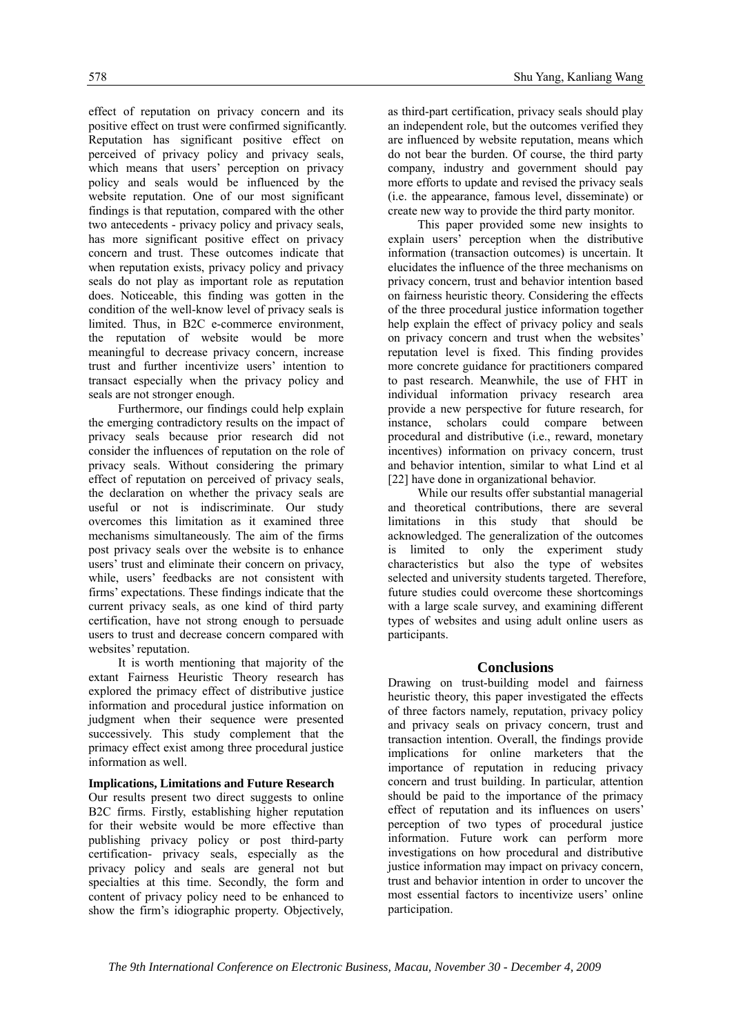effect of reputation on privacy concern and its positive effect on trust were confirmed significantly. Reputation has significant positive effect on perceived of privacy policy and privacy seals, which means that users' perception on privacy policy and seals would be influenced by the website reputation. One of our most significant findings is that reputation, compared with the other two antecedents - privacy policy and privacy seals, has more significant positive effect on privacy concern and trust. These outcomes indicate that when reputation exists, privacy policy and privacy seals do not play as important role as reputation does. Noticeable, this finding was gotten in the condition of the well-know level of privacy seals is limited. Thus, in B2C e-commerce environment, the reputation of website would be more meaningful to decrease privacy concern, increase trust and further incentivize users' intention to transact especially when the privacy policy and seals are not stronger enough.

Furthermore, our findings could help explain the emerging contradictory results on the impact of privacy seals because prior research did not consider the influences of reputation on the role of privacy seals. Without considering the primary effect of reputation on perceived of privacy seals, the declaration on whether the privacy seals are useful or not is indiscriminate. Our study overcomes this limitation as it examined three mechanisms simultaneously. The aim of the firms post privacy seals over the website is to enhance users' trust and eliminate their concern on privacy, while, users' feedbacks are not consistent with firms' expectations. These findings indicate that the current privacy seals, as one kind of third party certification, have not strong enough to persuade users to trust and decrease concern compared with websites' reputation.

It is worth mentioning that majority of the extant Fairness Heuristic Theory research has explored the primacy effect of distributive justice information and procedural justice information on judgment when their sequence were presented successively. This study complement that the primacy effect exist among three procedural justice information as well.

**Implications, Limitations and Future Research**

Our results present two direct suggests to online B2C firms. Firstly, establishing higher reputation for their website would be more effective than publishing privacy policy or post third-party certification- privacy seals, especially as the privacy policy and seals are general not but specialties at this time. Secondly, the form and content of privacy policy need to be enhanced to show the firm's idiographic property. Objectively, as third-part certification, privacy seals should play an independent role, but the outcomes verified they are influenced by website reputation, means which do not bear the burden. Of course, the third party company, industry and government should pay more efforts to update and revised the privacy seals (i.e. the appearance, famous level, disseminate) or create new way to provide the third party monitor.

This paper provided some new insights to explain users' perception when the distributive information (transaction outcomes) is uncertain. It elucidates the influence of the three mechanisms on privacy concern, trust and behavior intention based on fairness heuristic theory. Considering the effects of the three procedural justice information together help explain the effect of privacy policy and seals on privacy concern and trust when the websites' reputation level is fixed. This finding provides more concrete guidance for practitioners compared to past research. Meanwhile, the use of FHT in individual information privacy research area provide a new perspective for future research, for instance, scholars could compare between procedural and distributive (i.e., reward, monetary incentives) information on privacy concern, trust and behavior intention, similar to what Lind et al [22] have done in organizational behavior.

While our results offer substantial managerial and theoretical contributions, there are several limitations in this study that should be acknowledged. The generalization of the outcomes is limited to only the experiment study characteristics but also the type of websites selected and university students targeted. Therefore, future studies could overcome these shortcomings with a large scale survey, and examining different types of websites and using adult online users as participants.

## Conclusions

Drawing on trust-building model and fairness heuristic theory, this paper investigated the effects of three factors namely, reputation, privacy policy and privacy seals on privacy concern, trust and transaction intention. Overall, the findings provide implications for online marketers that the importance of reputation in reducing privacy concern and trust building. In particular, attention should be paid to the importance of the primacy effect of reputation and its influences on users' perception of two types of procedural justice information. Future work can perform more investigations on how procedural and distributive justice information may impact on privacy concern, trust and behavior intention in order to uncover the most essential factors to incentivize users' online participation.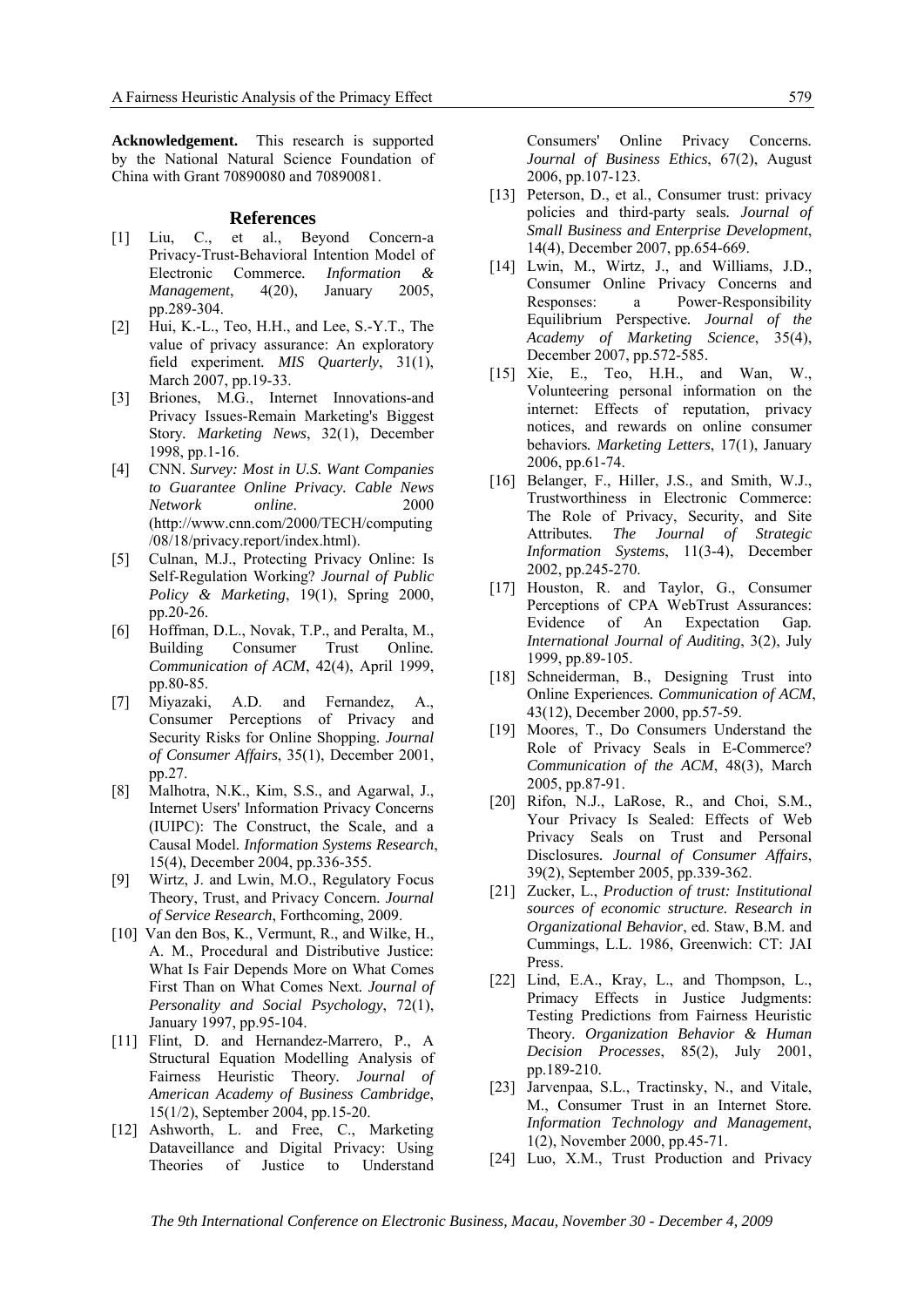**Acknowledgement.** This research is supported by the National Natural Science Foundation of China with Grant 70890080 and 70890081.

## References

[1] Liu, C., et al., Beyond Concern-a Privacy-Trust-Behavioral Intention Model of Electronic Commerce. *Information & Management*, 4(20), January 2005, pp.289-304.

[2] Hui, K.-L., Teo, H.H., and Lee, S.-Y.T., The value of privacy assurance: An exploratory field experiment. *MIS Quarterly*, 31(1), March 2007, pp.19-33.

[3] Briones, M.G., Internet Innovations-and Privacy Issues-Remain Marketing's Biggest Story. *Marketing News*, 32(1), December 1998, pp.1-16.

[4] CNN. *Survey: Most in U.S. Want Companies to Guarantee Online Privacy. Cable News Network online*. 2000 (http://www.cnn.com/2000/TECH/computing/08/18/privacy.report/index.html).

[5] Culnan, M.J., Protecting Privacy Online: Is Self-Regulation Working? *Journal of Public Policy & Marketing*, 19(1), Spring 2000, pp.20-26.

[6] Hoffman, D.L., Novak, T.P., and Peralta, M., Building Consumer Trust Online. *Communication of ACM*, 42(4), April 1999, pp.80-85.

[7] Miyazaki, A.D. and Fernandez, A., Consumer Perceptions of Privacy and Security Risks for Online Shopping. *Journal of Consumer Affairs*, 35(1), December 2001, pp.27.

[8] Malhotra, N.K., Kim, S.S., and Agarwal, J., Internet Users' Information Privacy Concerns (IUIPC): The Construct, the Scale, and a Causal Model. *Information Systems Research*, 15(4), December 2004, pp.336-355.

[9] Wirtz, J. and Lwin, M.O., Regulatory Focus Theory, Trust, and Privacy Concern. *Journal of Service Research*, Forthcoming, 2009.

[10] Van den Bos, K., Vermunt, R., and Wilke, H., A. M., Procedural and Distributive Justice: What Is Fair Depends More on What Comes First Than on What Comes Next. *Journal of Personality and Social Psychology*, 72(1), January 1997, pp.95-104.

[11] Flint, D. and Hernandez-Marrero, P., A Structural Equation Modelling Analysis of Fairness Heuristic Theory. *Journal of American Academy of Business Cambridge*, 15(1/2), September 2004, pp.15-20.

[12] Ashworth, L. and Free, C., Marketing Dataveillance and Digital Privacy: Using Theories of Justice to Understand Consumers' Online Privacy Concerns. *Journal of Business Ethics*, 67(2), August 2006, pp.107-123.

[13] Peterson, D., et al., Consumer trust: privacy policies and third-party seals. *Journal of Small Business and Enterprise Development*, 14(4), December 2007, pp.654-669.

[14] Lwin, M., Wirtz, J., and Williams, J.D., Consumer Online Privacy Concerns and Responses: a Power-Responsibility Equilibrium Perspective. *Journal of the Academy of Marketing Science*, 35(4), December 2007, pp.572-585.

[15] Xie, E., Teo, H.H., and Wan, W., Volunteering personal information on the internet: Effects of reputation, privacy notices, and rewards on online consumer behaviors. *Marketing Letters*, 17(1), January 2006, pp.61-74.

[16] Belanger, F., Hiller, J.S., and Smith, W.J., Trustworthiness in Electronic Commerce: The Role of Privacy, Security, and Site Attributes. *The Journal of Strategic Information Systems*, 11(3-4), December 2002, pp.245-270.

[17] Houston, R. and Taylor, G., Consumer Perceptions of CPA WebTrust Assurances: Evidence of An Expectation Gap. *International Journal of Auditing*, 3(2), July 1999, pp.89-105.

[18] Schneiderman, B., Designing Trust into Online Experiences. *Communication of ACM*, 43(12), December 2000, pp.57-59.

[19] Moores, T., Do Consumers Understand the Role of Privacy Seals in E-Commerce? *Communication of the ACM*, 48(3), March 2005, pp.87-91.

[20] Rifon, N.J., LaRose, R., and Choi, S.M., Your Privacy Is Sealed: Effects of Web Privacy Seals on Trust and Personal Disclosures. *Journal of Consumer Affairs*, 39(2), September 2005, pp.339-362.

[21] Zucker, L., *Production of trust: Institutional sources of economic structure. Research in Organizational Behavior*, ed. Staw, B.M. and Cummings, L.L. 1986, Greenwich: CT: JAI Press.

[22] Lind, E.A., Kray, L., and Thompson, L., Primacy Effects in Justice Judgments: Testing Predictions from Fairness Heuristic Theory. *Organization Behavior & Human Decision Processes*, 85(2), July 2001, pp.189-210.

[23] Jarvenpaa, S.L., Tractinsky, N., and Vitale, M., Consumer Trust in an Internet Store. *Information Technology and Management*, 1(2), November 2000, pp.45-71.

[24] Luo, X.M., Trust Production and Privacy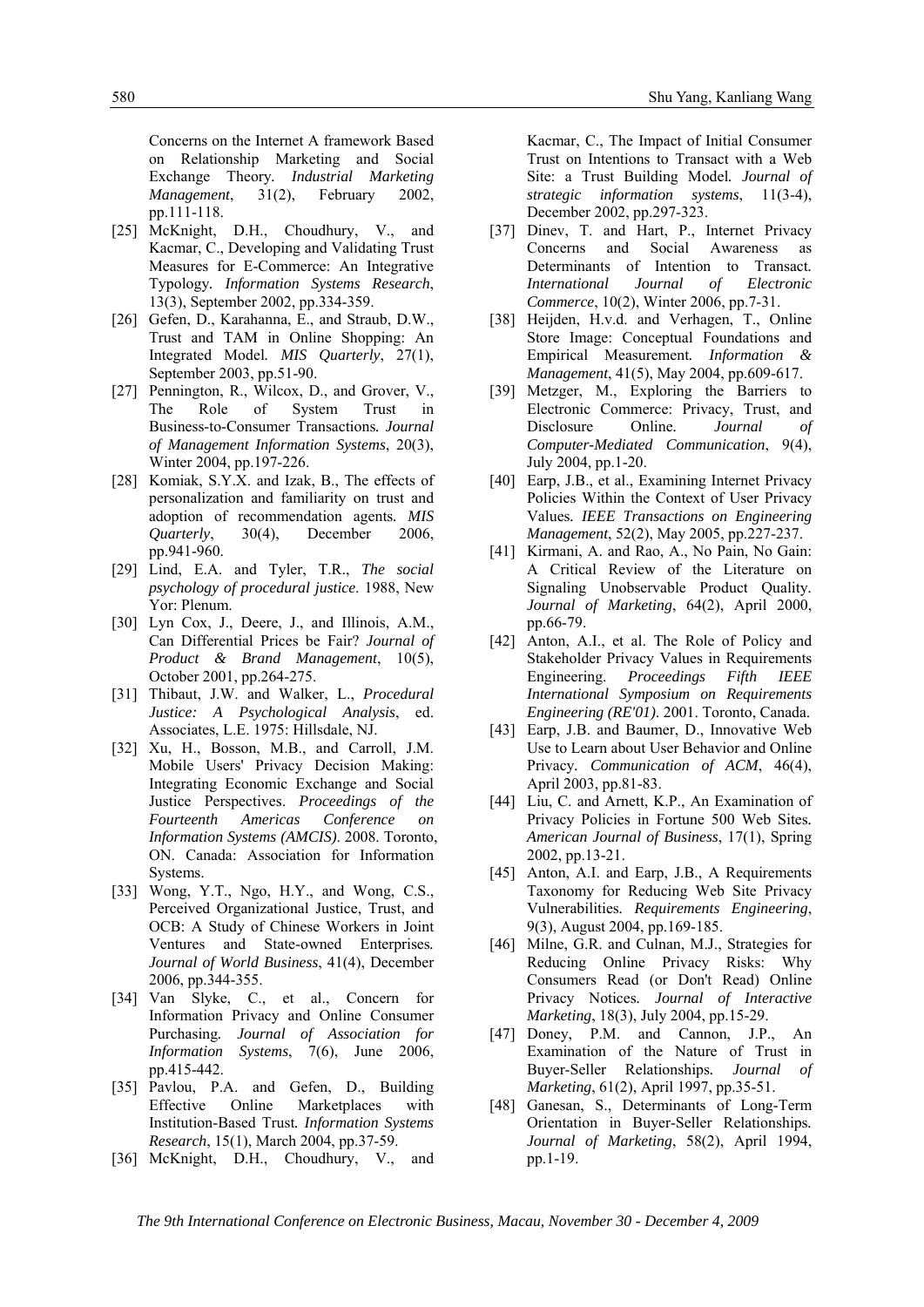Concerns on the Internet A framework Based on Relationship Marketing and Social Exchange Theory. *Industrial Marketing Management*, 31(2), February 2002, pp.111-118.

[25] McKnight, D.H., Choudhury, V., and Kacmar, C., Developing and Validating Trust Measures for E-Commerce: An Integrative Typology. *Information Systems Research*, 13(3), September 2002, pp.334-359.

[26] Gefen, D., Karahanna, E., and Straub, D.W., Trust and TAM in Online Shopping: An Integrated Model. *MIS Quarterly*, 27(1), September 2003, pp.51-90.

[27] Pennington, R., Wilcox, D., and Grover, V., The Role of System Trust in Business-to-Consumer Transactions. *Journal of Management Information Systems*, 20(3), Winter 2004, pp.197-226.

[28] Komiak, S.Y.X. and Izak, B., The effects of personalization and familiarity on trust and adoption of recommendation agents. *MIS Quarterly*, 30(4), December 2006, pp.941-960.

[29] Lind, E.A. and Tyler, T.R., *The social psychology of procedural justice*. 1988, New Yor: Plenum.

[30] Lyn Cox, J., Deere, J., and Illinois, A.M., Can Differential Prices be Fair? *Journal of Product & Brand Management*, 10(5), October 2001, pp.264-275.

[31] Thibaut, J.W. and Walker, L., *Procedural Justice: A Psychological Analysis*, ed. Associates, L.E. 1975: Hillsdale, NJ.

[32] Xu, H., Bosson, M.B., and Carroll, J.M. Mobile Users' Privacy Decision Making: Integrating Economic Exchange and Social Justice Perspectives. *Proceedings of the Fourteenth Americas Conference on Information Systems (AMCIS)*. 2008. Toronto, ON. Canada: Association for Information Systems.

[33] Wong, Y.T., Ngo, H.Y., and Wong, C.S., Perceived Organizational Justice, Trust, and OCB: A Study of Chinese Workers in Joint Ventures and State-owned Enterprises. *Journal of World Business*, 41(4), December 2006, pp.344-355.

[34] Van Slyke, C., et al., Concern for Information Privacy and Online Consumer Purchasing. *Journal of Association for Information Systems*, 7(6), June 2006, pp.415-442.

[35] Pavlou, P.A. and Gefen, D., Building Effective Online Marketplaces with Institution-Based Trust. *Information Systems Research*, 15(1), March 2004, pp.37-59.

[36] McKnight, D.H., Choudhury, V., and Kacmar, C., The Impact of Initial Consumer Trust on Intentions to Transact with a Web Site: a Trust Building Model. *Journal of strategic information systems*, 11(3-4), December 2002, pp.297-323.

[37] Dinev, T. and Hart, P., Internet Privacy Concerns and Social Awareness as Determinants of Intention to Transact. *International Journal of Electronic Commerce*, 10(2), Winter 2006, pp.7-31.

[38] Heijden, H.v.d. and Verhagen, T., Online Store Image: Conceptual Foundations and Empirical Measurement. *Information & Management*, 41(5), May 2004, pp.609-617.

[39] Metzger, M., Exploring the Barriers to Electronic Commerce: Privacy, Trust, and Disclosure Online. *Journal of Computer-Mediated Communication*, 9(4), July 2004, pp.1-20.

[40] Earp, J.B., et al., Examining Internet Privacy Policies Within the Context of User Privacy Values. *IEEE Transactions on Engineering Management*, 52(2), May 2005, pp.227-237.

[41] Kirmani, A. and Rao, A., No Pain, No Gain: A Critical Review of the Literature on Signaling Unobservable Product Quality. *Journal of Marketing*, 64(2), April 2000, pp.66-79.

[42] Anton, A.I., et al. The Role of Policy and Stakeholder Privacy Values in Requirements Engineering. *Proceedings Fifth IEEE International Symposium on Requirements Engineering (RE'01)*. 2001. Toronto, Canada.

[43] Earp, J.B. and Baumer, D., Innovative Web Use to Learn about User Behavior and Online Privacy. *Communication of ACM*, 46(4), April 2003, pp.81-83.

[44] Liu, C. and Arnett, K.P., An Examination of Privacy Policies in Fortune 500 Web Sites. *American Journal of Business*, 17(1), Spring 2002, pp.13-21.

[45] Anton, A.I. and Earp, J.B., A Requirements Taxonomy for Reducing Web Site Privacy Vulnerabilities. *Requirements Engineering*, 9(3), August 2004, pp.169-185.

[46] Milne, G.R. and Culnan, M.J., Strategies for Reducing Online Privacy Risks: Why Consumers Read (or Don't Read) Online Privacy Notices. *Journal of Interactive Marketing*, 18(3), July 2004, pp.15-29.

[47] Doney, P.M. and Cannon, J.P., An Examination of the Nature of Trust in Buyer-Seller Relationships. *Journal of Marketing*, 61(2), April 1997, pp.35-51.

[48] Ganesan, S., Determinants of Long-Term Orientation in Buyer-Seller Relationships. *Journal of Marketing*, 58(2), April 1994, pp.1-19.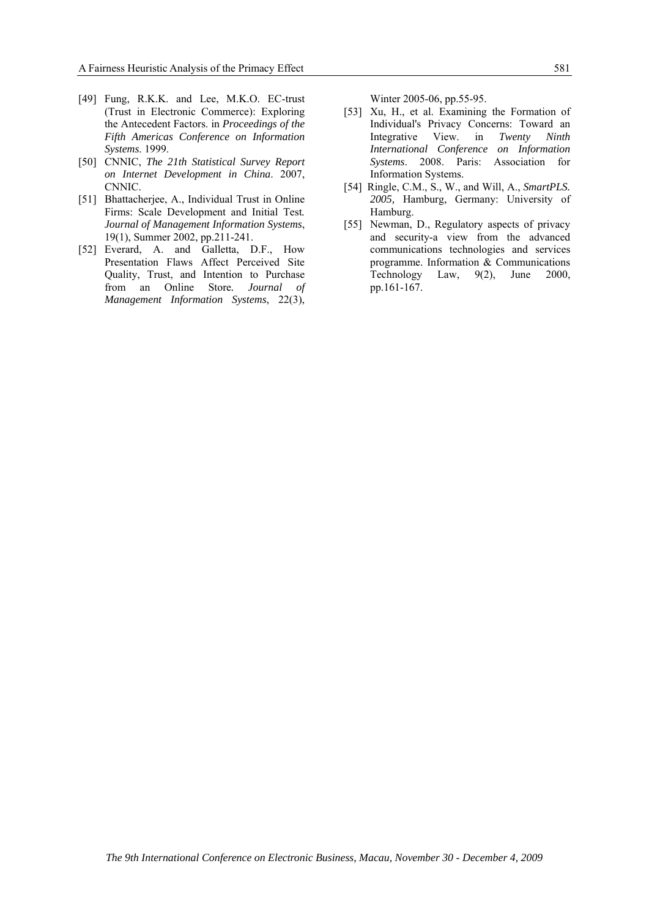[49] Fung, R.K.K. and Lee, M.K.O. EC-trust (Trust in Electronic Commerce): Exploring the Antecedent Factors. in *Proceedings of the Fifth Americas Conference on Information Systems*. 1999.

[50] CNNIC, *The 21th Statistical Survey Report on Internet Development in China*. 2007, CNNIC.

[51] Bhattacherjee, A., Individual Trust in Online Firms: Scale Development and Initial Test. *Journal of Management Information Systems*, 19(1), Summer 2002, pp.211-241.

[52] Everard, A. and Galletta, D.F., How Presentation Flaws Affect Perceived Site Quality, Trust, and Intention to Purchase from an Online Store. *Journal of Management Information Systems*, 22(3), Winter 2005-06, pp.55-95.

[53] Xu, H., et al. Examining the Formation of Individual's Privacy Concerns: Toward an Integrative View. in *Twenty Ninth International Conference on Information Systems*. 2008. Paris: Association for Information Systems.

[54] Ringle, C.M., S., W., and Will, A., *SmartPLS. 2005,* Hamburg, Germany: University of Hamburg.

[55] Newman, D., Regulatory aspects of privacy and security-a view from the advanced communications technologies and services programme. Information & Communications Technology Law, 9(2), June 2000, pp.161-167.